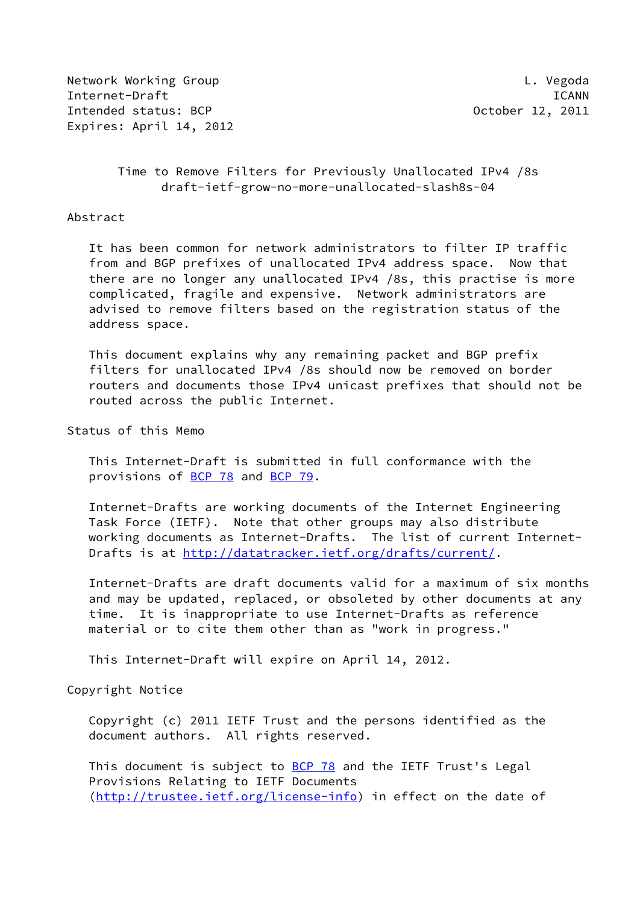Network Working Group L. Vegoda
Internet-Draft ICANN
Intended status: BCP October 12, 2011
Expires: April 14, 2012

# Time to Remove Filters for Previously Unallocated IPv4 /8s
draft-ietf-grow-no-more-unallocated-slash8s-04

## Abstract

It has been common for network administrators to filter IP traffic from and BGP prefixes of unallocated IPv4 address space. Now that there are no longer any unallocated IPv4 /8s, this practise is more complicated, fragile and expensive. Network administrators are advised to remove filters based on the registration status of the address space.

This document explains why any remaining packet and BGP prefix filters for unallocated IPv4 /8s should now be removed on border routers and documents those IPv4 unicast prefixes that should not be routed across the public Internet.

## Status of this Memo

This Internet-Draft is submitted in full conformance with the provisions of BCP 78 and BCP 79.

Internet-Drafts are working documents of the Internet Engineering Task Force (IETF). Note that other groups may also distribute working documents as Internet-Drafts. The list of current Internet-Drafts is at http://datatracker.ietf.org/drafts/current/.

Internet-Drafts are draft documents valid for a maximum of six months and may be updated, replaced, or obsoleted by other documents at any time. It is inappropriate to use Internet-Drafts as reference material or to cite them other than as "work in progress."

This Internet-Draft will expire on April 14, 2012.

## Copyright Notice

Copyright (c) 2011 IETF Trust and the persons identified as the document authors. All rights reserved.

This document is subject to BCP 78 and the IETF Trust's Legal Provisions Relating to IETF Documents (http://trustee.ietf.org/license-info) in effect on the date of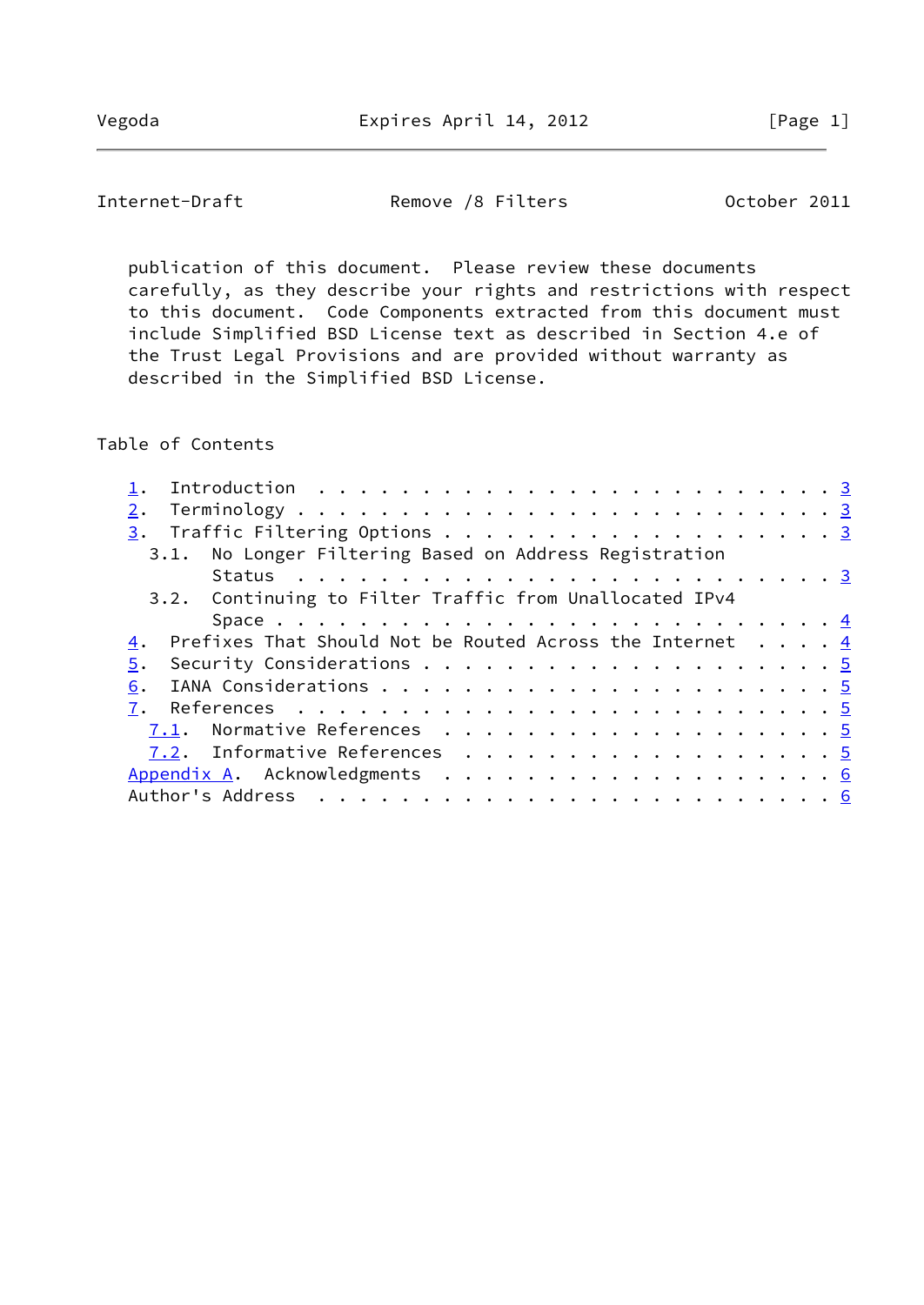publication of this document. Please review these documents carefully, as they describe your rights and restrictions with respect to this document. Code Components extracted from this document must include Simplified BSD License text as described in Section 4.e of the Trust Legal Provisions and are provided without warranty as described in the Simplified BSD License.

## Table of Contents

- 1. Introduction . . . . . . . . . . . . . . . . . . . . . . . . . 3
- 2. Terminology . . . . . . . . . . . . . . . . . . . . . . . . . 3
- 3. Traffic Filtering Options . . . . . . . . . . . . . . . . . . 3
  - 3.1. No Longer Filtering Based on Address Registration Status . . . . . . . . . . . . . . . . . . . . . . . . 3
  - 3.2. Continuing to Filter Traffic from Unallocated IPv4 Space . . . . . . . . . . . . . . . . . . . . . . . . . 4
- 4. Prefixes That Should Not be Routed Across the Internet . . . . 4
- 5. Security Considerations . . . . . . . . . . . . . . . . . . . 5
- 6. IANA Considerations . . . . . . . . . . . . . . . . . . . . . 5
- 7. References . . . . . . . . . . . . . . . . . . . . . . . . . 5
  - 7.1. Normative References . . . . . . . . . . . . . . . . . . . 5
  - 7.2. Informative References . . . . . . . . . . . . . . . . . . 5
- Appendix A. Acknowledgments . . . . . . . . . . . . . . . . . . . 6
- Author's Address . . . . . . . . . . . . . . . . . . . . . . . . . 6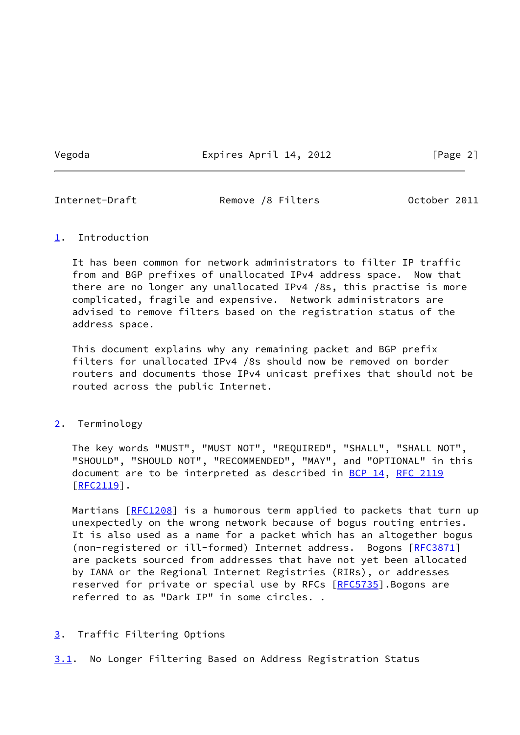## 1. Introduction

It has been common for network administrators to filter IP traffic from and BGP prefixes of unallocated IPv4 address space. Now that there are no longer any unallocated IPv4 /8s, this practise is more complicated, fragile and expensive. Network administrators are advised to remove filters based on the registration status of the address space.

This document explains why any remaining packet and BGP prefix filters for unallocated IPv4 /8s should now be removed on border routers and documents those IPv4 unicast prefixes that should not be routed across the public Internet.

## 2. Terminology

The key words "MUST", "MUST NOT", "REQUIRED", "SHALL", "SHALL NOT", "SHOULD", "SHOULD NOT", "RECOMMENDED", "MAY", and "OPTIONAL" in this document are to be interpreted as described in BCP 14, RFC 2119 [RFC2119].

Martians [RFC1208] is a humorous term applied to packets that turn up unexpectedly on the wrong network because of bogus routing entries. It is also used as a name for a packet which has an altogether bogus (non-registered or ill-formed) Internet address. Bogons [RFC3871] are packets sourced from addresses that have not yet been allocated by IANA or the Regional Internet Registries (RIRs), or addresses reserved for private or special use by RFCs [RFC5735].Bogons are referred to as "Dark IP" in some circles. .

## 3. Traffic Filtering Options

### 3.1. No Longer Filtering Based on Address Registration Status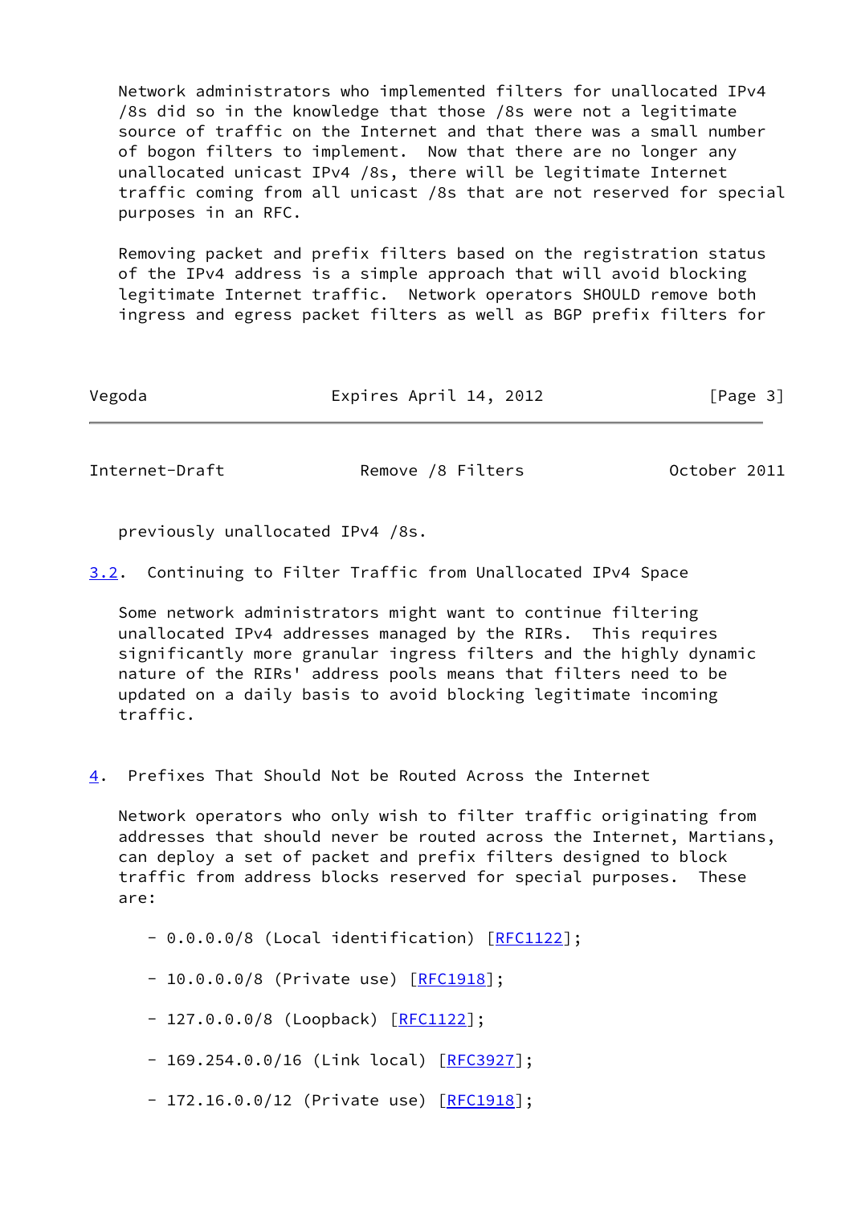Network administrators who implemented filters for unallocated IPv4 /8s did so in the knowledge that those /8s were not a legitimate source of traffic on the Internet and that there was a small number of bogon filters to implement. Now that there are no longer any unallocated unicast IPv4 /8s, there will be legitimate Internet traffic coming from all unicast /8s that are not reserved for special purposes in an RFC.

Removing packet and prefix filters based on the registration status of the IPv4 address is a simple approach that will avoid blocking legitimate Internet traffic. Network operators SHOULD remove both ingress and egress packet filters as well as BGP prefix filters for previously unallocated IPv4 /8s.

### 3.2. Continuing to Filter Traffic from Unallocated IPv4 Space

Some network administrators might want to continue filtering unallocated IPv4 addresses managed by the RIRs. This requires significantly more granular ingress filters and the highly dynamic nature of the RIRs' address pools means that filters need to be updated on a daily basis to avoid blocking legitimate incoming traffic.

## 4. Prefixes That Should Not be Routed Across the Internet

Network operators who only wish to filter traffic originating from addresses that should never be routed across the Internet, Martians, can deploy a set of packet and prefix filters designed to block traffic from address blocks reserved for special purposes. These are:

- 0.0.0.0/8 (Local identification) [RFC1122];
- 10.0.0.0/8 (Private use) [RFC1918];
- 127.0.0.0/8 (Loopback) [RFC1122];
- 169.254.0.0/16 (Link local) [RFC3927];
- 172.16.0.0/12 (Private use) [RFC1918];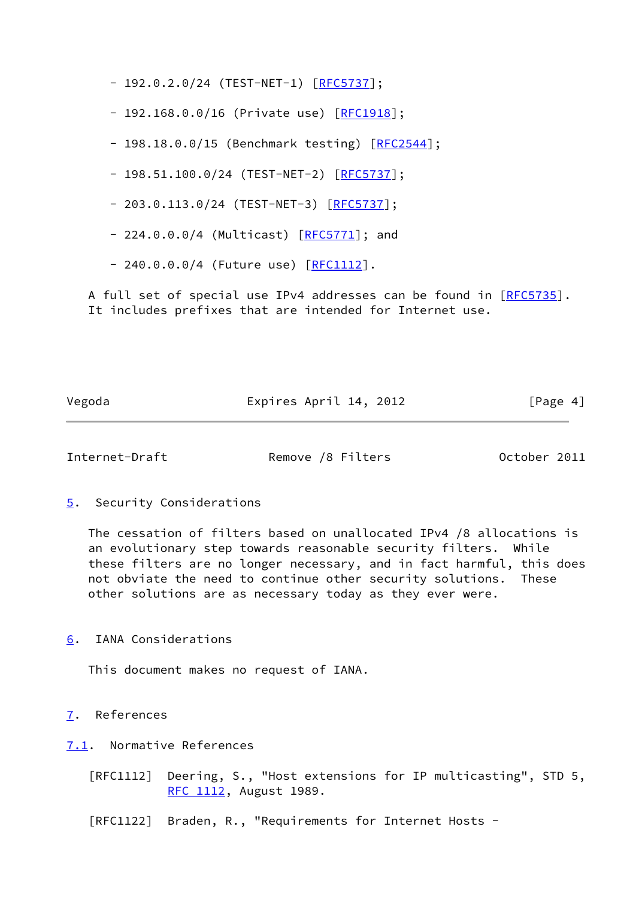- 192.0.2.0/24 (TEST-NET-1) [RFC5737];

- 192.168.0.0/16 (Private use) [RFC1918];

- 198.18.0.0/15 (Benchmark testing) [RFC2544];

- 198.51.100.0/24 (TEST-NET-2) [RFC5737];

- 203.0.113.0/24 (TEST-NET-3) [RFC5737];

- 224.0.0.0/4 (Multicast) [RFC5771]; and

- 240.0.0.0/4 (Future use) [RFC1112].

A full set of special use IPv4 addresses can be found in [RFC5735]. It includes prefixes that are intended for Internet use.

## 5. Security Considerations

The cessation of filters based on unallocated IPv4 /8 allocations is an evolutionary step towards reasonable security filters. While these filters are no longer necessary, and in fact harmful, this does not obviate the need to continue other security solutions. These other solutions are as necessary today as they ever were.

## 6. IANA Considerations

This document makes no request of IANA.

## 7. References

### 7.1. Normative References

[RFC1112] Deering, S., "Host extensions for IP multicasting", STD 5, RFC 1112, August 1989.

[RFC1122] Braden, R., "Requirements for Internet Hosts -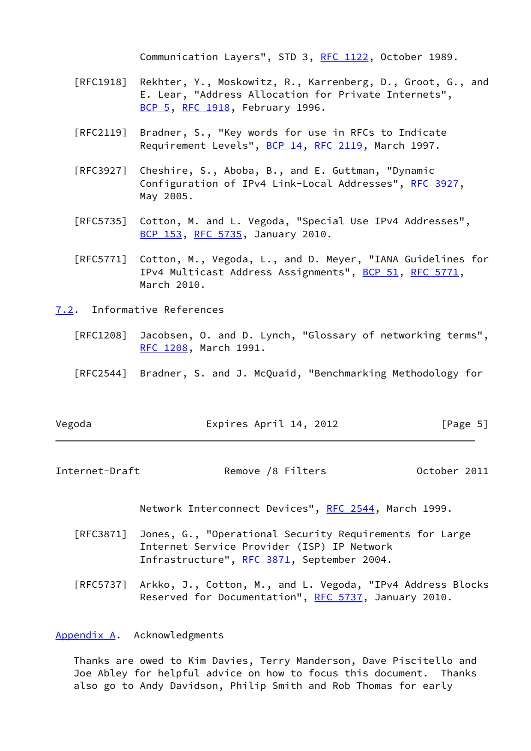Communication Layers", STD 3, RFC 1122, October 1989.

[RFC1918] Rekhter, Y., Moskowitz, R., Karrenberg, D., Groot, G., and E. Lear, "Address Allocation for Private Internets", BCP 5, RFC 1918, February 1996.

[RFC2119] Bradner, S., "Key words for use in RFCs to Indicate Requirement Levels", BCP 14, RFC 2119, March 1997.

[RFC3927] Cheshire, S., Aboba, B., and E. Guttman, "Dynamic Configuration of IPv4 Link-Local Addresses", RFC 3927, May 2005.

[RFC5735] Cotton, M. and L. Vegoda, "Special Use IPv4 Addresses", BCP 153, RFC 5735, January 2010.

[RFC5771] Cotton, M., Vegoda, L., and D. Meyer, "IANA Guidelines for IPv4 Multicast Address Assignments", BCP 51, RFC 5771, March 2010.

## 7.2. Informative References

[RFC1208] Jacobsen, O. and D. Lynch, "Glossary of networking terms", RFC 1208, March 1991.

[RFC2544] Bradner, S. and J. McQuaid, "Benchmarking Methodology for Network Interconnect Devices", RFC 2544, March 1999.

[RFC3871] Jones, G., "Operational Security Requirements for Large Internet Service Provider (ISP) IP Network Infrastructure", RFC 3871, September 2004.

[RFC5737] Arkko, J., Cotton, M., and L. Vegoda, "IPv4 Address Blocks Reserved for Documentation", RFC 5737, January 2010.

# Appendix A. Acknowledgments

Thanks are owed to Kim Davies, Terry Manderson, Dave Piscitello and Joe Abley for helpful advice on how to focus this document. Thanks also go to Andy Davidson, Philip Smith and Rob Thomas for early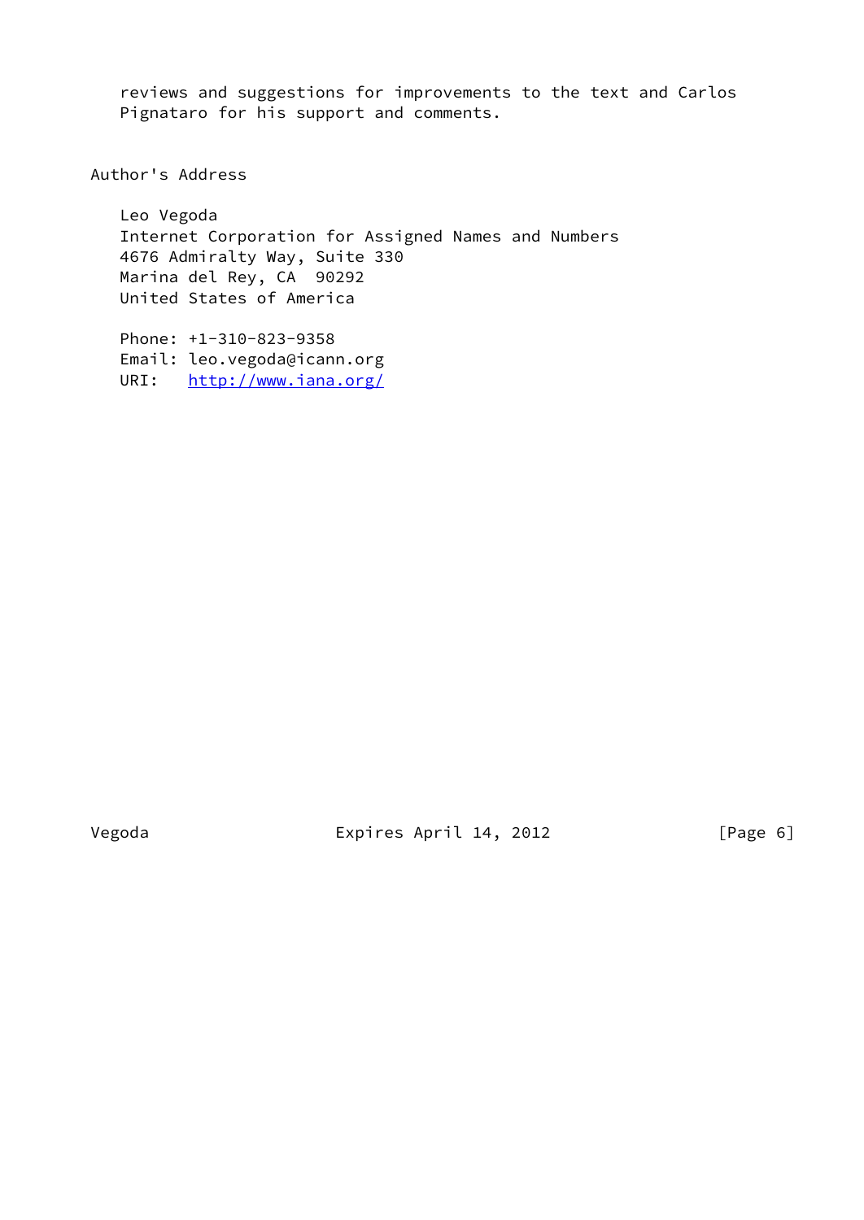reviews and suggestions for improvements to the text and Carlos Pignataro for his support and comments.

## Author's Address

Leo Vegoda
Internet Corporation for Assigned Names and Numbers
4676 Admiralty Way, Suite 330
Marina del Rey, CA  90292
United States of America

Phone: +1-310-823-9358
Email: leo.vegoda@icann.org
URI:   http://www.iana.org/